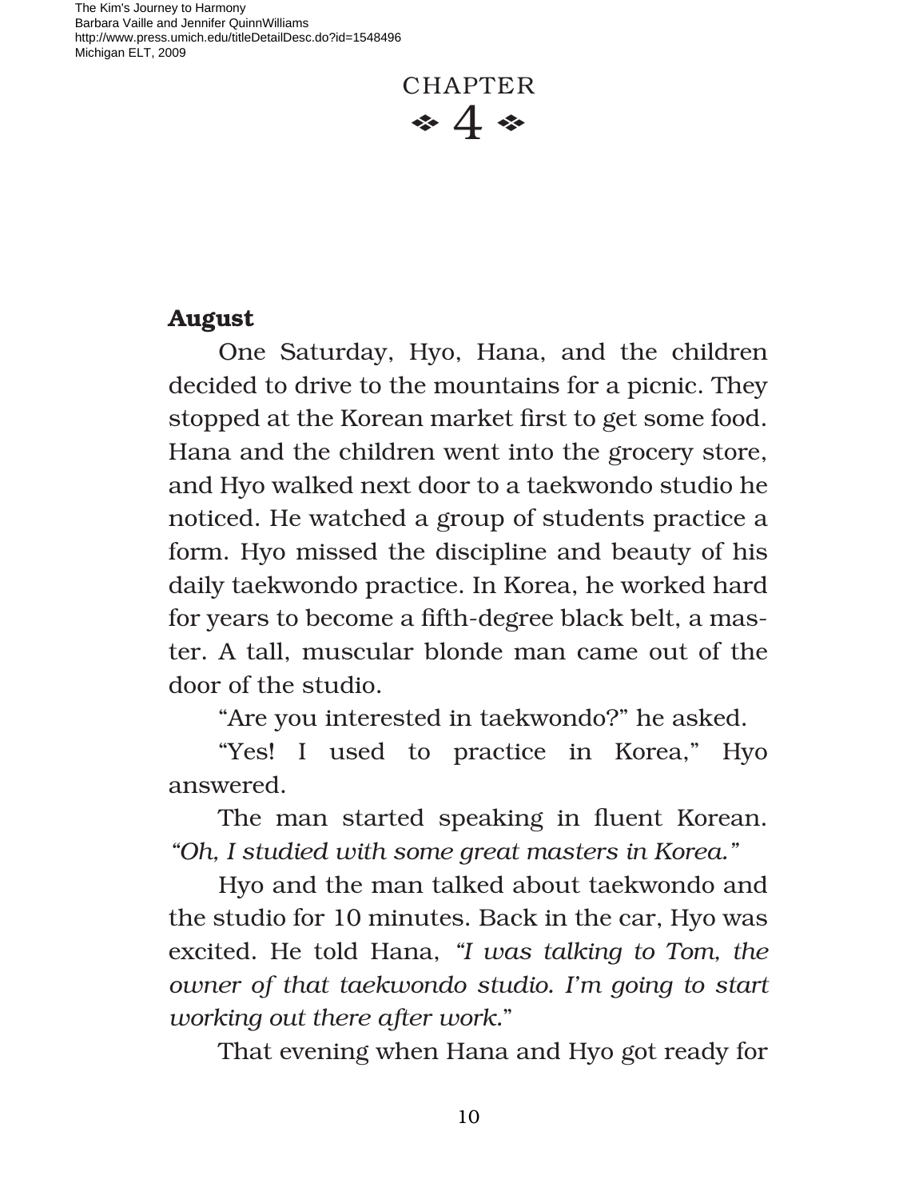# CHAPTER 4

**August**

One Saturday, Hyo, Hana, and the children decided to drive to the mountains for a picnic. They stopped at the Korean market first to get some food. Hana and the children went into the grocery store, and Hyo walked next door to a taekwondo studio he noticed. He watched a group of students practice a form. Hyo missed the discipline and beauty of his daily taekwondo practice. In Korea, he worked hard for years to become a fifth-degree black belt, a master. A tall, muscular blonde man came out of the door of the studio.

"Are you interested in taekwondo?" he asked.

"Yes! I used to practice in Korea," Hyo answered.

The man started speaking in fluent Korean. *"Oh, I studied with some great masters in Korea."*

Hyo and the man talked about taekwondo and the studio for 10 minutes. Back in the car, Hyo was excited. He told Hana, *"I was talking to Tom, the owner of that taekwondo studio. I'm going to start working out there after work."*

That evening when Hana and Hyo got ready for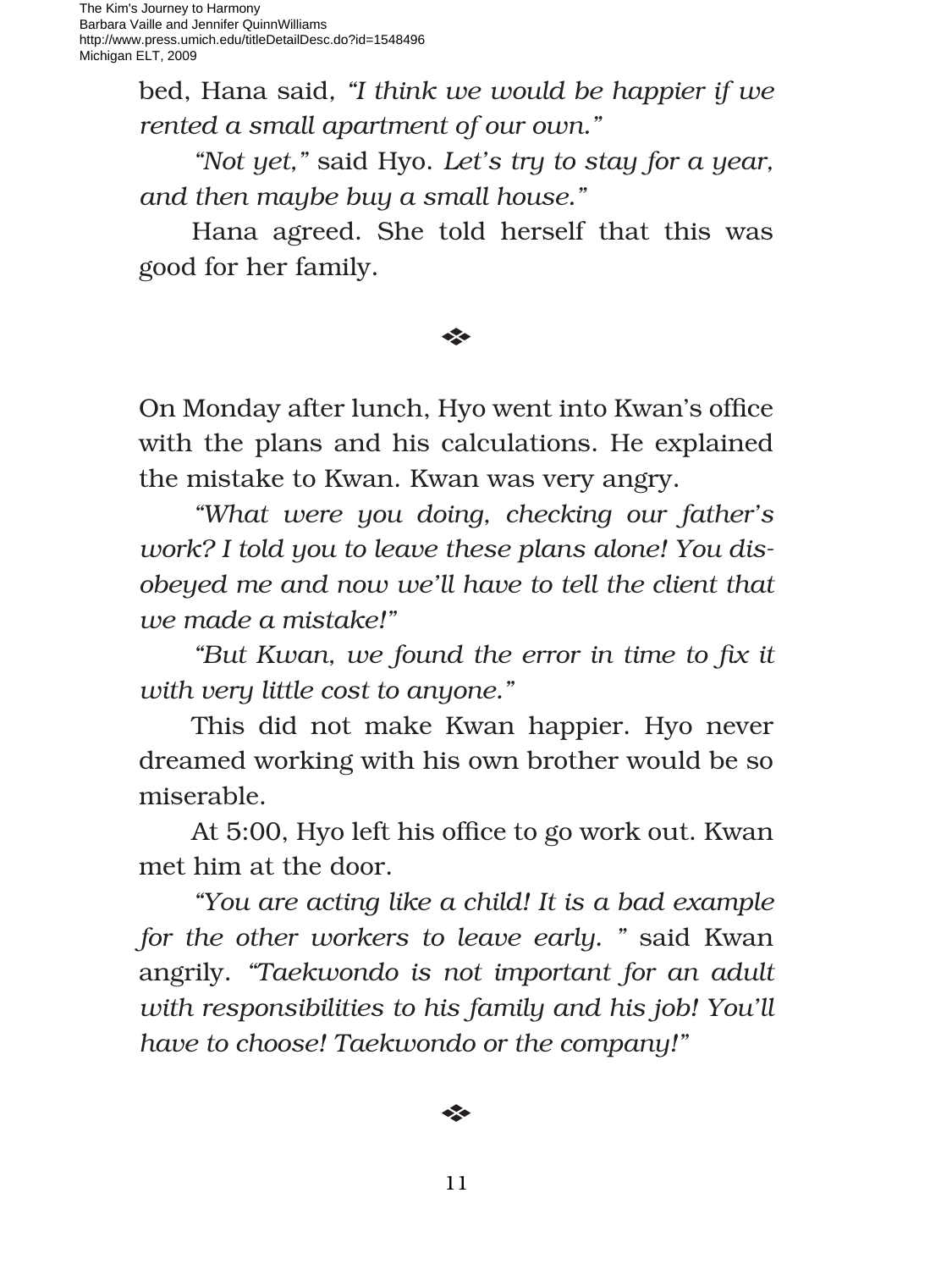bed, Hana said, *"I think we would be happier if we rented a small apartment of our own."*

*"Not yet,"* said Hyo. *Let's try to stay for a year, and then maybe buy a small house."*

Hana agreed. She told herself that this was good for her family.

❖

On Monday after lunch, Hyo went into Kwan's office with the plans and his calculations. He explained the mistake to Kwan. Kwan was very angry.

*"What were you doing, checking our father's work? I told you to leave these plans alone! You disobeyed me and now we'll have to tell the client that we made a mistake!"*

*"But Kwan, we found the error in time to fix it with very little cost to anyone."*

This did not make Kwan happier. Hyo never dreamed working with his own brother would be so miserable.

At 5:00, Hyo left his office to go work out. Kwan met him at the door.

*"You are acting like a child! It is a bad example for the other workers to leave early. "* said Kwan angrily. *"Taekwondo is not important for an adult with responsibilities to his family and his job! You'll have to choose! Taekwondo or the company!"*

❖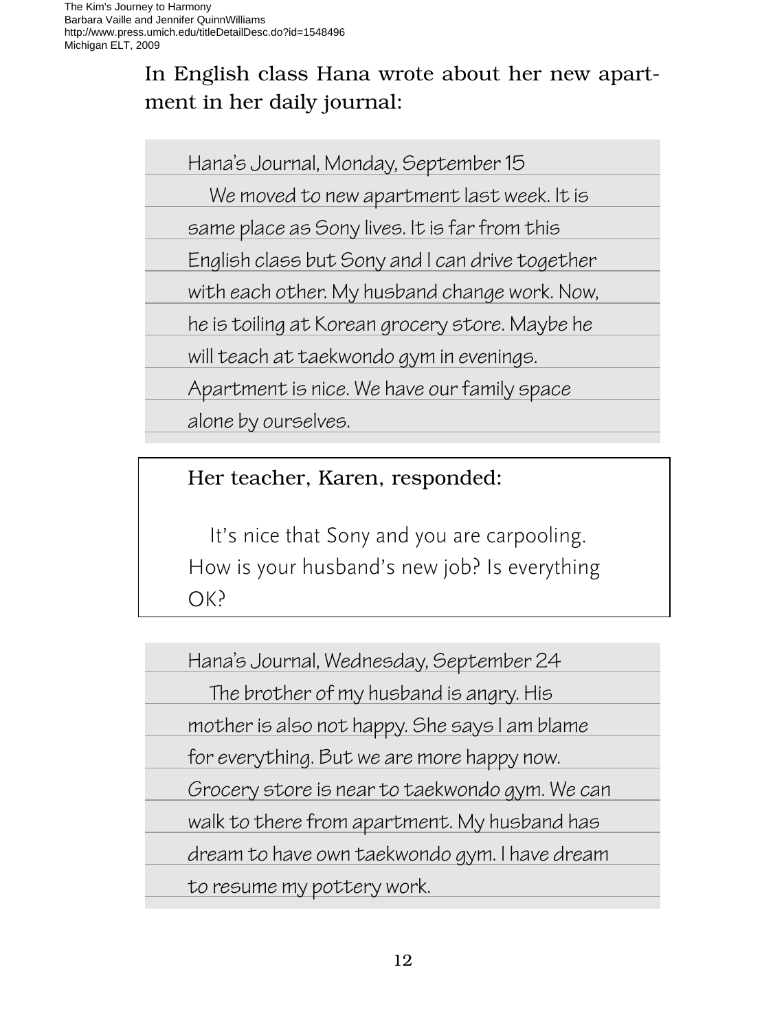In English class Hana wrote about her new apartment in her daily journal:

Hana's Journal, Monday, September 15

We moved to new apartment last week. It is same place as Sony lives. It is far from this English class but Sony and I can drive together with each other. My husband change work. Now, he is toiling at Korean grocery store. Maybe he will teach at taekwondo gym in evenings. Apartment is nice. We have our family space alone by ourselves.

Her teacher, Karen, responded:

It's nice that Sony and you are carpooling. How is your husband's new job? Is everything OK?

Hana's Journal, Wednesday, September 24

The brother of my husband is angry. His mother is also not happy. She says I am blame for everything. But we are more happy now. Grocery store is near to taekwondo gym. We can walk to there from apartment. My husband has dream to have own taekwondo gym. I have dream to resume my pottery work.